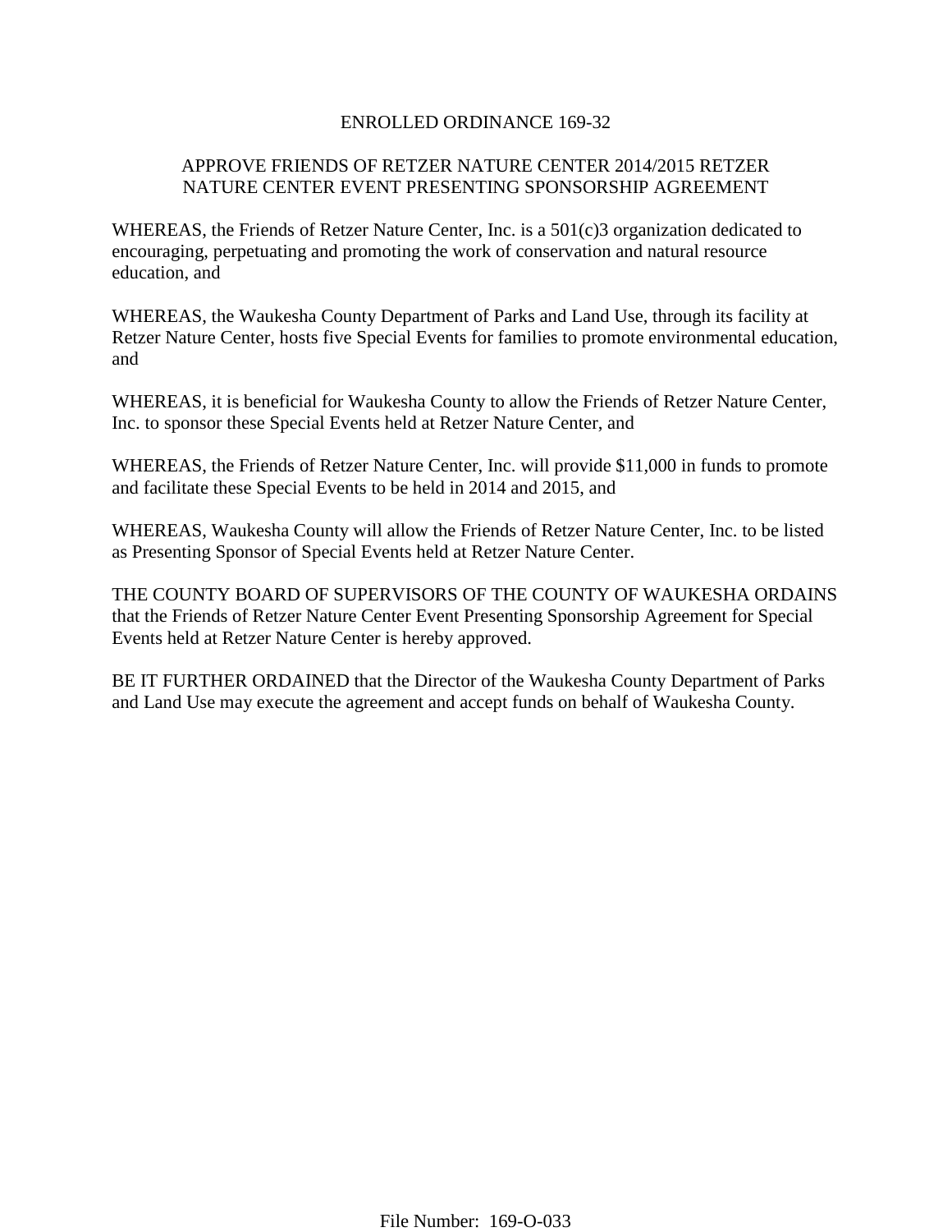# ENROLLED ORDINANCE 169-32

## APPROVE FRIENDS OF RETZER NATURE CENTER 2014/2015 RETZER NATURE CENTER EVENT PRESENTING SPONSORSHIP AGREEMENT

WHEREAS, the Friends of Retzer Nature Center, Inc. is a 501(c)3 organization dedicated to encouraging, perpetuating and promoting the work of conservation and natural resource education, and

WHEREAS, the Waukesha County Department of Parks and Land Use, through its facility at Retzer Nature Center, hosts five Special Events for families to promote environmental education, and

WHEREAS, it is beneficial for Waukesha County to allow the Friends of Retzer Nature Center, Inc. to sponsor these Special Events held at Retzer Nature Center, and

WHEREAS, the Friends of Retzer Nature Center, Inc. will provide $11,000 in funds to promote and facilitate these Special Events to be held in 2014 and 2015, and

WHEREAS, Waukesha County will allow the Friends of Retzer Nature Center, Inc. to be listed as Presenting Sponsor of Special Events held at Retzer Nature Center.

THE COUNTY BOARD OF SUPERVISORS OF THE COUNTY OF WAUKESHA ORDAINS that the Friends of Retzer Nature Center Event Presenting Sponsorship Agreement for Special Events held at Retzer Nature Center is hereby approved.

BE IT FURTHER ORDAINED that the Director of the Waukesha County Department of Parks and Land Use may execute the agreement and accept funds on behalf of Waukesha County.

File Number: 169-O-033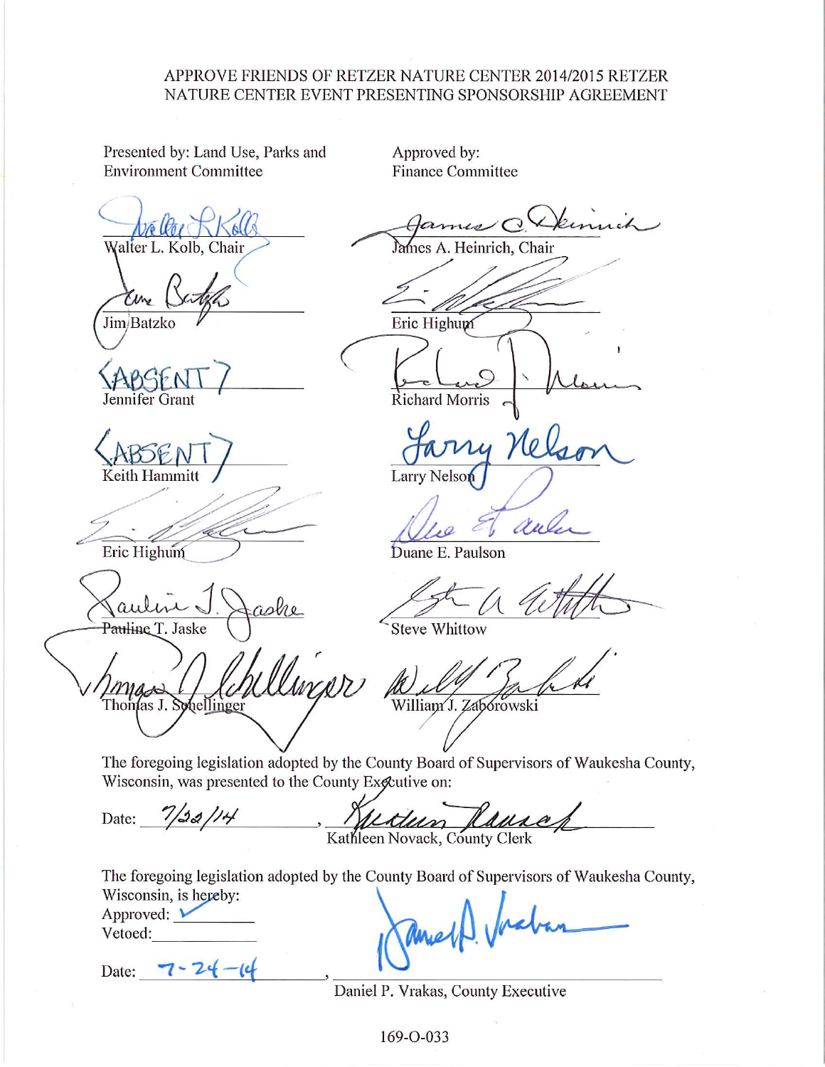# APPROVE FRIENDS OF RETZER NATURE CENTER 2014/2015 RETZER NATURE CENTER EVENT PRESENTING SPONSORSHIP AGREEMENT

| Presented by: Land Use, Parks and Environment Committee | Approved by: Finance Committee |
|---|---|
| Walter L. Kolb, Chair | James A. Heinrich, Chair |
| Jim Batzko | Eric Highum |
| (ABSENT) Jennifer Grant | Richard Morris |
| (ABSENT) Keith Hammitt | Larry Nelson |
| Eric Highum | Duane E. Paulson |
| Pauline T. Jaske | Steve Whittow |
| Thomas J. Schellinger | William J. Zaborowski |

The foregoing legislation adopted by the County Board of Supervisors of Waukesha County, Wisconsin, was presented to the County Executive on:

Date: 7/22/14, Kathleen Novack, County Clerk

The foregoing legislation adopted by the County Board of Supervisors of Waukesha County, Wisconsin, is hereby:

Approved: ✓

Vetoed: \_\_\_\_\_\_\_\_

Date: 7-24-14, Daniel P. Vrakas, County Executive

169-O-033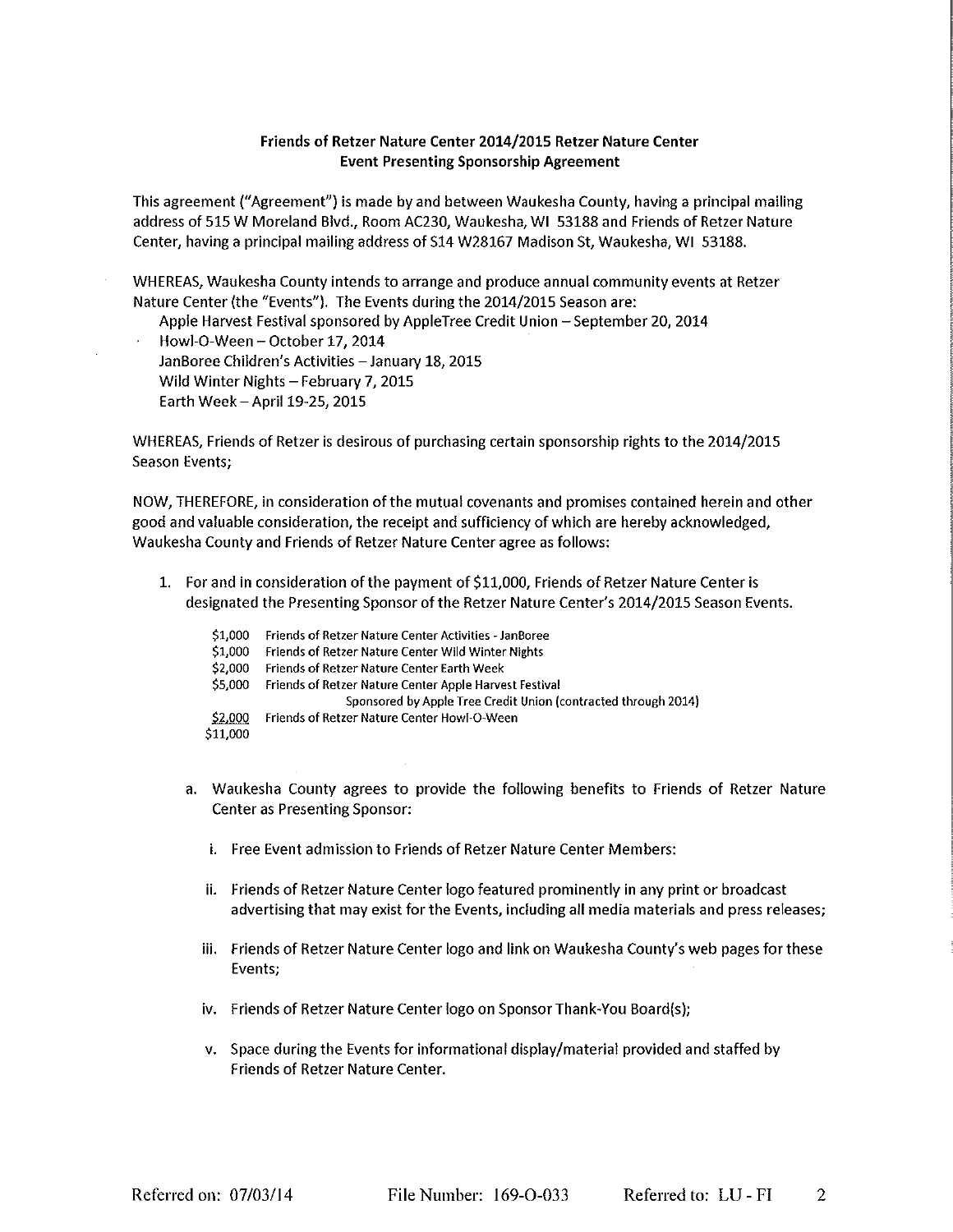**Friends of Retzer Nature Center 2014/2015 Retzer Nature Center Event Presenting Sponsorship Agreement**

This agreement ("Agreement") is made by and between Waukesha County, having a principal mailing address of 515 W Moreland Blvd., Room AC230, Waukesha, WI 53188 and Friends of Retzer Nature Center, having a principal mailing address of S14 W28167 Madison St, Waukesha, WI 53188.

WHEREAS, Waukesha County intends to arrange and produce annual community events at Retzer Nature Center (the "Events"). The Events during the 2014/2015 Season are:

Apple Harvest Festival sponsored by AppleTree Credit Union – September 20, 2014
Howl-O-Ween – October 17, 2014
JanBoree Children's Activities – January 18, 2015
Wild Winter Nights – February 7, 2015
Earth Week – April 19-25, 2015

WHEREAS, Friends of Retzer is desirous of purchasing certain sponsorship rights to the 2014/2015 Season Events;

NOW, THEREFORE, in consideration of the mutual covenants and promises contained herein and other good and valuable consideration, the receipt and sufficiency of which are hereby acknowledged, Waukesha County and Friends of Retzer Nature Center agree as follows:

1. For and in consideration of the payment of $11,000, Friends of Retzer Nature Center is designated the Presenting Sponsor of the Retzer Nature Center's 2014/2015 Season Events.

| | |
|---|---|
| $1,000 | Friends of Retzer Nature Center Activities - JanBoree |
| $1,000 | Friends of Retzer Nature Center Wild Winter Nights |
| $2,000 | Friends of Retzer Nature Center Earth Week |
| $5,000 | Friends of Retzer Nature Center Apple Harvest Festival Sponsored by Apple Tree Credit Union (contracted through 2014) |
| $2,000 | Friends of Retzer Nature Center Howl-O-Ween |
| $11,000 | |

   a. Waukesha County agrees to provide the following benefits to Friends of Retzer Nature Center as Presenting Sponsor:

      i. Free Event admission to Friends of Retzer Nature Center Members:

      ii. Friends of Retzer Nature Center logo featured prominently in any print or broadcast advertising that may exist for the Events, including all media materials and press releases;

      iii. Friends of Retzer Nature Center logo and link on Waukesha County's web pages for these Events;

      iv. Friends of Retzer Nature Center logo on Sponsor Thank-You Board(s);

      v. Space during the Events for informational display/material provided and staffed by Friends of Retzer Nature Center.

Referred on: 07/03/14 File Number: 169-O-033 Referred to: LU - FI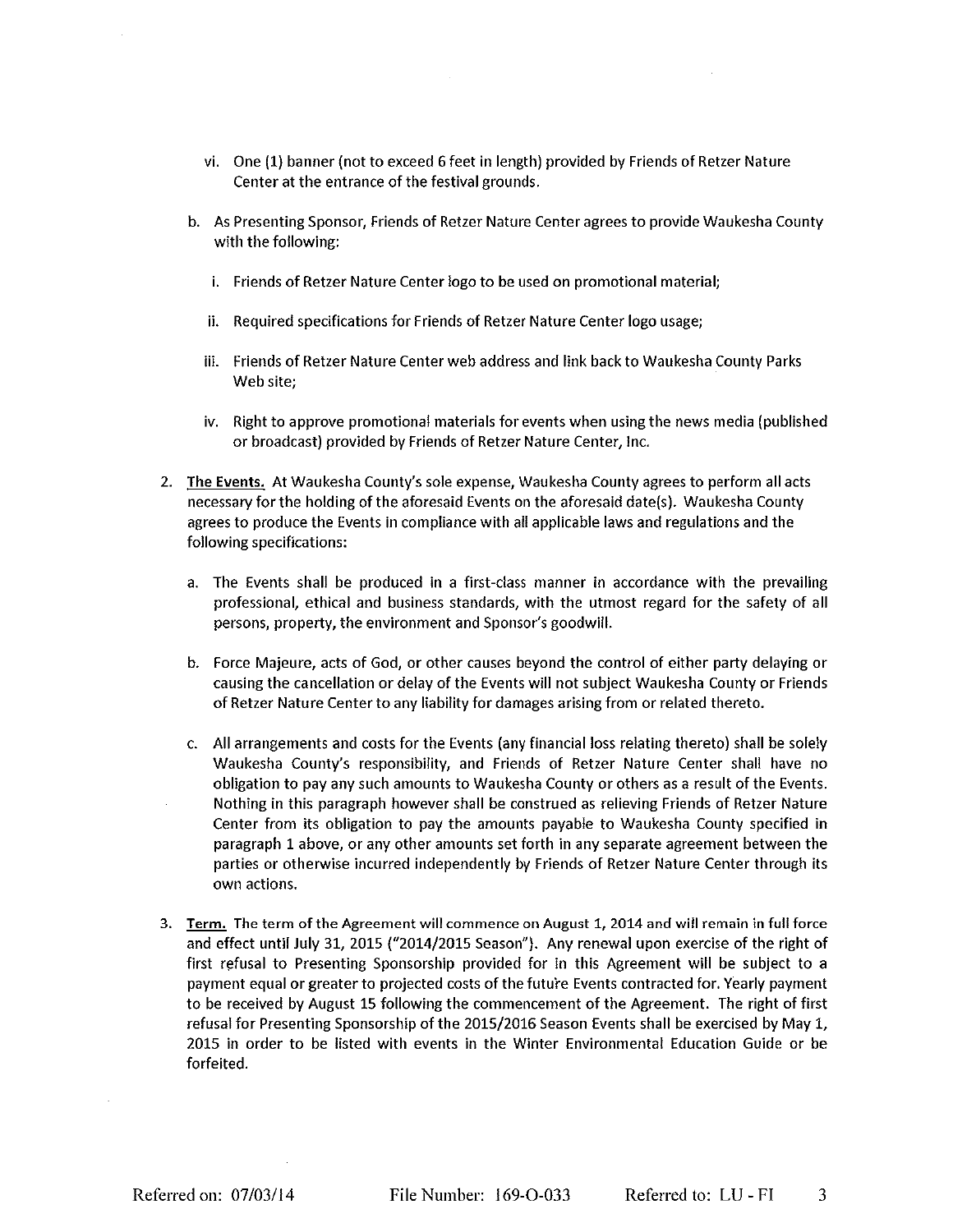vi. One (1) banner (not to exceed 6 feet in length) provided by Friends of Retzer Nature Center at the entrance of the festival grounds.

b. As Presenting Sponsor, Friends of Retzer Nature Center agrees to provide Waukesha County with the following:

   i. Friends of Retzer Nature Center logo to be used on promotional material;

   ii. Required specifications for Friends of Retzer Nature Center logo usage;

   iii. Friends of Retzer Nature Center web address and link back to Waukesha County Parks Web site;

   iv. Right to approve promotional materials for events when using the news media (published or broadcast) provided by Friends of Retzer Nature Center, Inc.

2. **The Events.** At Waukesha County's sole expense, Waukesha County agrees to perform all acts necessary for the holding of the aforesaid Events on the aforesaid date(s). Waukesha County agrees to produce the Events in compliance with all applicable laws and regulations and the following specifications:

   a. The Events shall be produced in a first-class manner in accordance with the prevailing professional, ethical and business standards, with the utmost regard for the safety of all persons, property, the environment and Sponsor's goodwill.

   b. Force Majeure, acts of God, or other causes beyond the control of either party delaying or causing the cancellation or delay of the Events will not subject Waukesha County or Friends of Retzer Nature Center to any liability for damages arising from or related thereto.

   c. All arrangements and costs for the Events (any financial loss relating thereto) shall be solely Waukesha County's responsibility, and Friends of Retzer Nature Center shall have no obligation to pay any such amounts to Waukesha County or others as a result of the Events. Nothing in this paragraph however shall be construed as relieving Friends of Retzer Nature Center from its obligation to pay the amounts payable to Waukesha County specified in paragraph 1 above, or any other amounts set forth in any separate agreement between the parties or otherwise incurred independently by Friends of Retzer Nature Center through its own actions.

3. **Term.** The term of the Agreement will commence on August 1, 2014 and will remain in full force and effect until July 31, 2015 ("2014/2015 Season"). Any renewal upon exercise of the right of first refusal to Presenting Sponsorship provided for in this Agreement will be subject to a payment equal or greater to projected costs of the future Events contracted for. Yearly payment to be received by August 15 following the commencement of the Agreement. The right of first refusal for Presenting Sponsorship of the 2015/2016 Season Events shall be exercised by May 1, 2015 in order to be listed with events in the Winter Environmental Education Guide or be forfeited.

Referred on: 07/03/14 File Number: 169-O-033 Referred to: LU - FI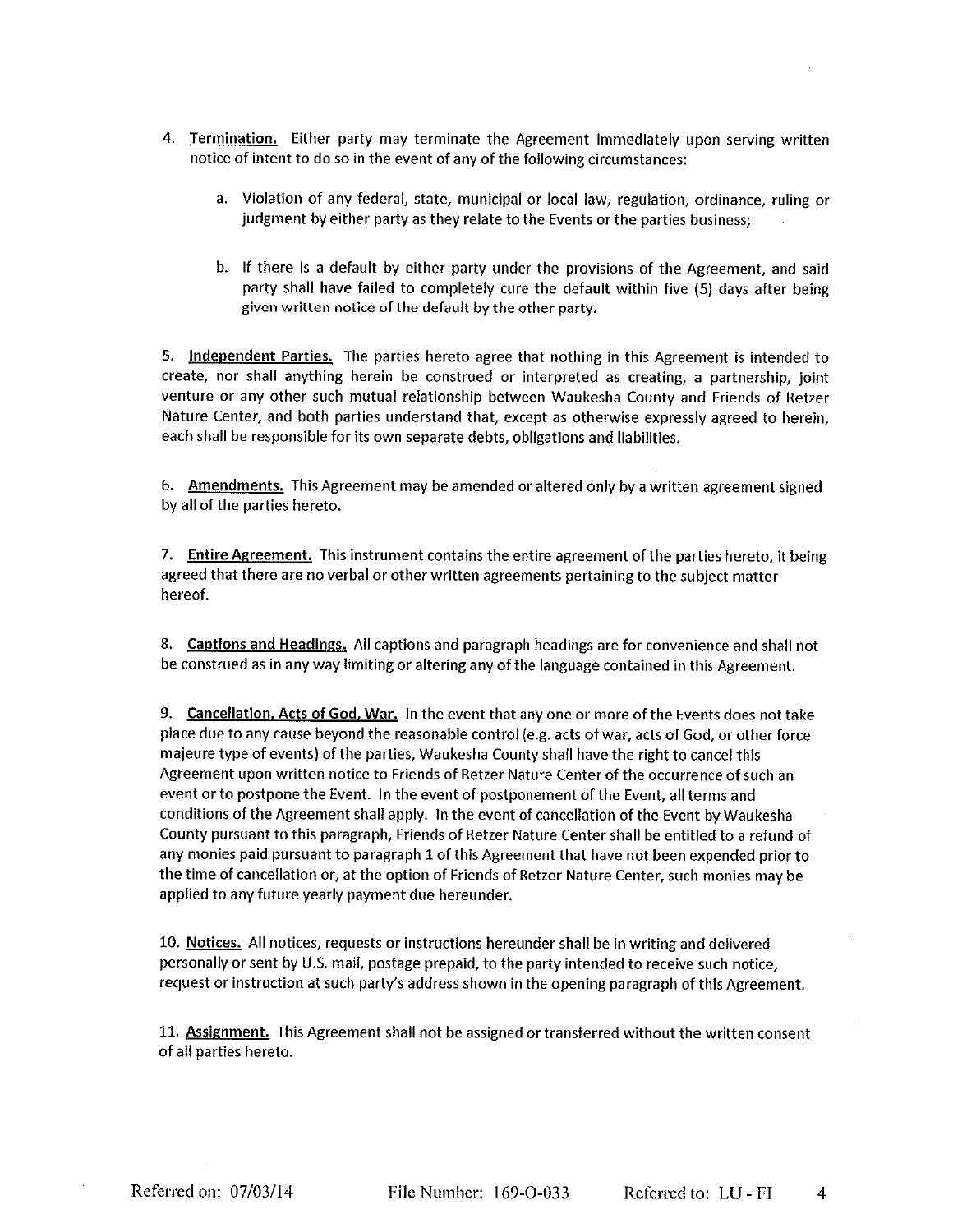4. **Termination.** Either party may terminate the Agreement immediately upon serving written notice of intent to do so in the event of any of the following circumstances:

   a. Violation of any federal, state, municipal or local law, regulation, ordinance, ruling or judgment by either party as they relate to the Events or the parties business;

   b. If there is a default by either party under the provisions of the Agreement, and said party shall have failed to completely cure the default within five (5) days after being given written notice of the default by the other party.

5. **Independent Parties.** The parties hereto agree that nothing in this Agreement is intended to create, nor shall anything herein be construed or interpreted as creating, a partnership, joint venture or any other such mutual relationship between Waukesha County and Friends of Retzer Nature Center, and both parties understand that, except as otherwise expressly agreed to herein, each shall be responsible for its own separate debts, obligations and liabilities.

6. **Amendments.** This Agreement may be amended or altered only by a written agreement signed by all of the parties hereto.

7. **Entire Agreement.** This instrument contains the entire agreement of the parties hereto, it being agreed that there are no verbal or other written agreements pertaining to the subject matter hereof.

8. **Captions and Headings.** All captions and paragraph headings are for convenience and shall not be construed as in any way limiting or altering any of the language contained in this Agreement.

9. **Cancellation, Acts of God, War.** In the event that any one or more of the Events does not take place due to any cause beyond the reasonable control (e.g. acts of war, acts of God, or other force majeure type of events) of the parties, Waukesha County shall have the right to cancel this Agreement upon written notice to Friends of Retzer Nature Center of the occurrence of such an event or to postpone the Event. In the event of postponement of the Event, all terms and conditions of the Agreement shall apply. In the event of cancellation of the Event by Waukesha County pursuant to this paragraph, Friends of Retzer Nature Center shall be entitled to a refund of any monies paid pursuant to paragraph 1 of this Agreement that have not been expended prior to the time of cancellation or, at the option of Friends of Retzer Nature Center, such monies may be applied to any future yearly payment due hereunder.

10. **Notices.** All notices, requests or instructions hereunder shall be in writing and delivered personally or sent by U.S. mail, postage prepaid, to the party intended to receive such notice, request or instruction at such party's address shown in the opening paragraph of this Agreement.

11. **Assignment.** This Agreement shall not be assigned or transferred without the written consent of all parties hereto.

Referred on: 07/03/14 File Number: 169-O-033 Referred to: LU - FI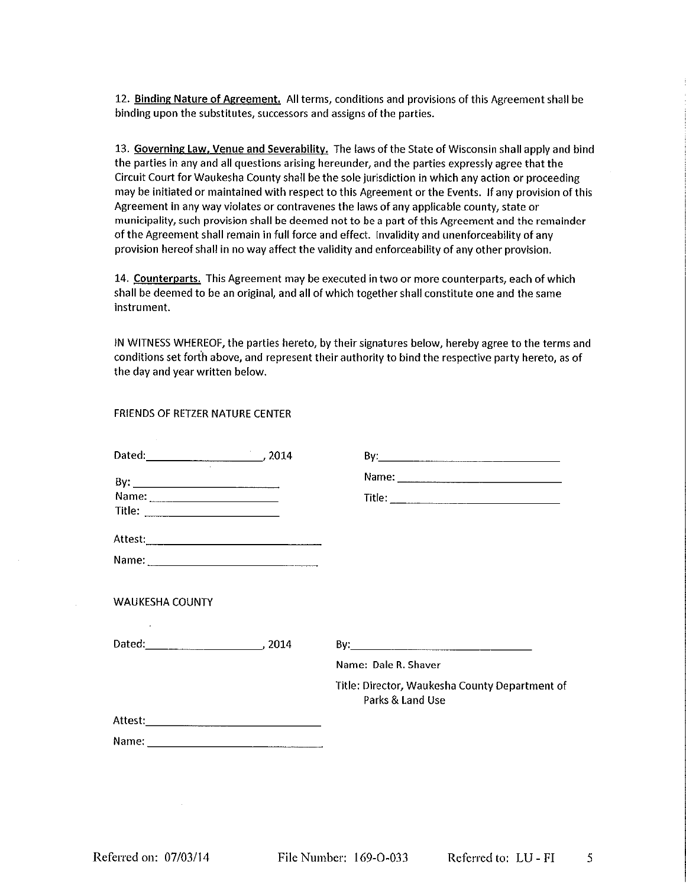12. **Binding Nature of Agreement.** All terms, conditions and provisions of this Agreement shall be binding upon the substitutes, successors and assigns of the parties.

13. **Governing Law, Venue and Severability.** The laws of the State of Wisconsin shall apply and bind the parties in any and all questions arising hereunder, and the parties expressly agree that the Circuit Court for Waukesha County shall be the sole jurisdiction in which any action or proceeding may be initiated or maintained with respect to this Agreement or the Events. If any provision of this Agreement in any way violates or contravenes the laws of any applicable county, state or municipality, such provision shall be deemed not to be a part of this Agreement and the remainder of the Agreement shall remain in full force and effect. Invalidity and unenforceability of any provision hereof shall in no way affect the validity and enforceability of any other provision.

14. **Counterparts.** This Agreement may be executed in two or more counterparts, each of which shall be deemed to be an original, and all of which together shall constitute one and the same instrument.

IN WITNESS WHEREOF, the parties hereto, by their signatures below, hereby agree to the terms and conditions set forth above, and represent their authority to bind the respective party hereto, as of the day and year written below.

FRIENDS OF RETZER NATURE CENTER

Dated:____________________, 2014

By: ________________________
Name: ______________________
Title: ______________________

By:_____________________________
Name: __________________________
Title: __________________________

Attest:_____________________________
Name: _____________________________

WAUKESHA COUNTY

Dated:____________________, 2014

By:_____________________________
Name: Dale R. Shaver
Title: Director, Waukesha County Department of Parks & Land Use

Attest:_____________________________
Name: _____________________________

Referred on: 07/03/14 File Number: 169-O-033 Referred to: LU - FI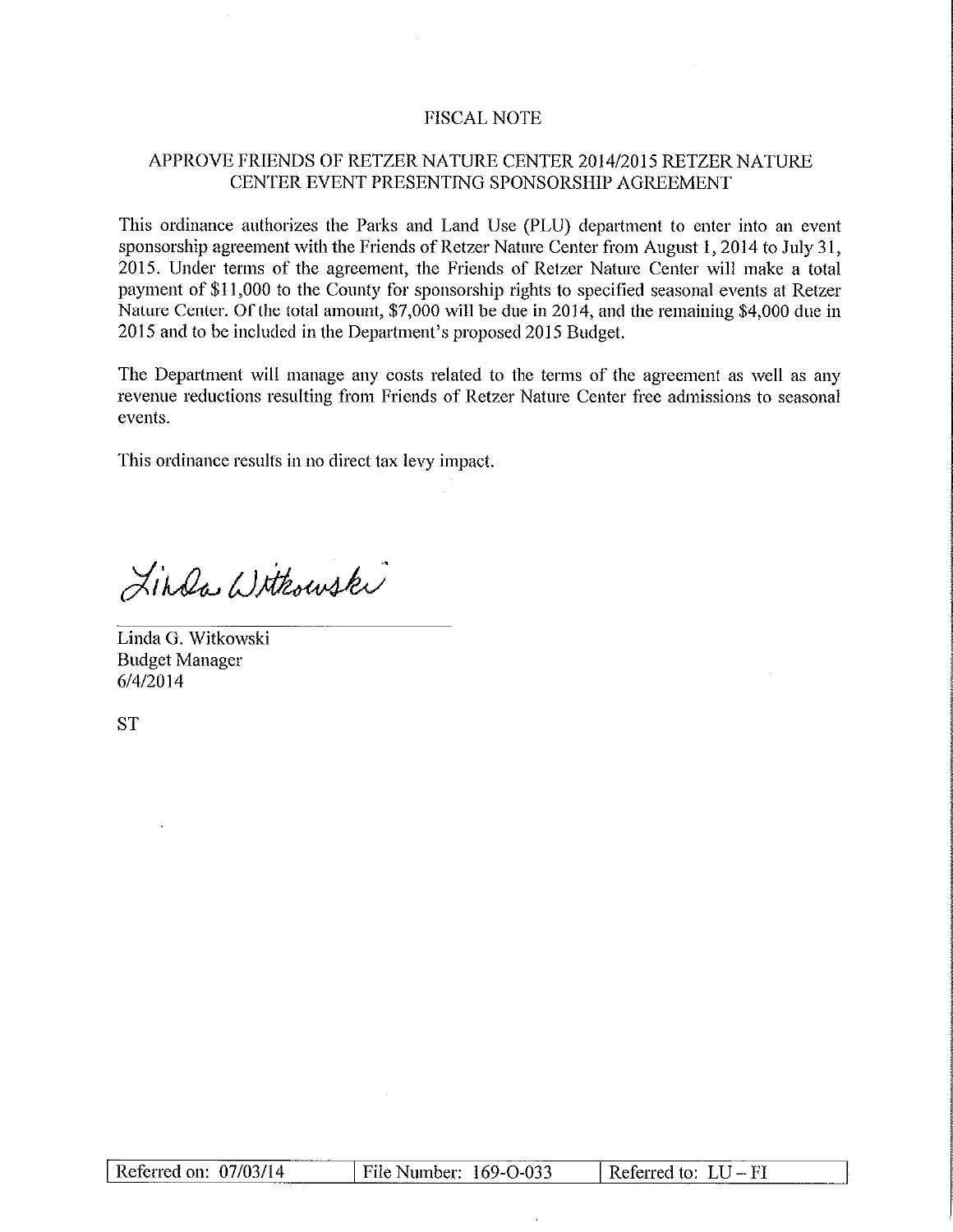# FISCAL NOTE

## APPROVE FRIENDS OF RETZER NATURE CENTER 2014/2015 RETZER NATURE CENTER EVENT PRESENTING SPONSORSHIP AGREEMENT

This ordinance authorizes the Parks and Land Use (PLU) department to enter into an event sponsorship agreement with the Friends of Retzer Nature Center from August 1, 2014 to July 31, 2015. Under terms of the agreement, the Friends of Retzer Nature Center will make a total payment of $11,000 to the County for sponsorship rights to specified seasonal events at Retzer Nature Center. Of the total amount, $7,000 will be due in 2014, and the remaining $4,000 due in 2015 and to be included in the Department's proposed 2015 Budget.

The Department will manage any costs related to the terms of the agreement as well as any revenue reductions resulting from Friends of Retzer Nature Center free admissions to seasonal events.

This ordinance results in no direct tax levy impact.

*Linda Witkowski*

Linda G. Witkowski
Budget Manager
6/4/2014

ST

| Referred on: 07/03/14 | File Number: 169-O-033 | Referred to: LU – FI |
|---|---|---|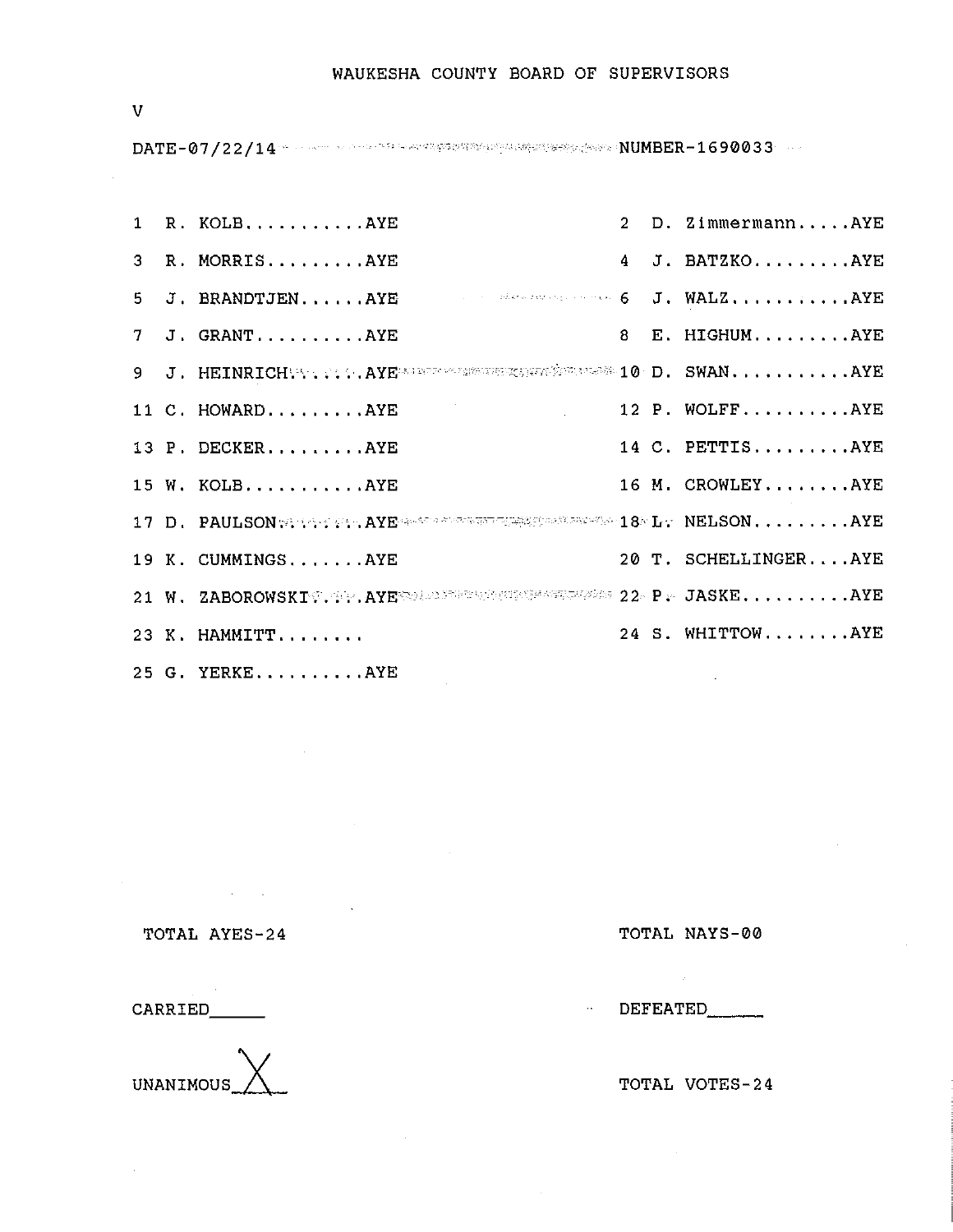# WAUKESHA COUNTY BOARD OF SUPERVISORS

V

DATE-07/22/14 NUMBER-1690033

| | |
|---|---|
| 1 R. KOLB..........AYE | 2 D. Zimmermann.....AYE |
| 3 R. MORRIS.........AYE | 4 J. BATZKO.........AYE |
| 5 J. BRANDTJEN......AYE | 6 J. WALZ...........AYE |
| 7 J. GRANT..........AYE | 8 E. HIGHUM.........AYE |
| 9 J. HEINRICH.......AYE | 10 D. SWAN...........AYE |
| 11 C. HOWARD.........AYE | 12 P. WOLFF..........AYE |
| 13 P. DECKER.........AYE | 14 C. PETTIS.........AYE |
| 15 W. KOLB...........AYE | 16 M. CROWLEY........AYE |
| 17 D. PAULSON........AYE | 18 L. NELSON.........AYE |
| 19 K. CUMMINGS.......AYE | 20 T. SCHELLINGER....AYE |
| 21 W. ZABOROWSKI.....AYE | 22 P. JASKE..........AYE |
| 23 K. HAMMITT........ | 24 S. WHITTOW........AYE |
| 25 G. YERKE..........AYE | |

TOTAL AYES-24

TOTAL NAYS-00

CARRIED_____

DEFEATED_____

UNANIMOUS X

TOTAL VOTES-24